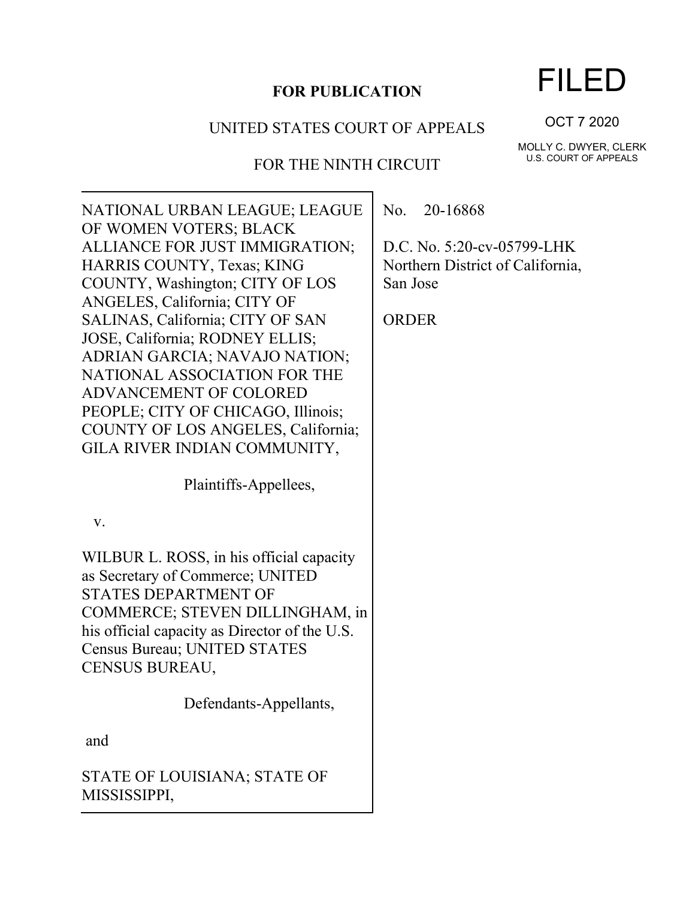**FOR PUBLICATION**

FILED

OCT 7 2020

MOLLY C. DWYER, CLERK
U.S. COURT OF APPEALS

UNITED STATES COURT OF APPEALS

FOR THE NINTH CIRCUIT

NATIONAL URBAN LEAGUE; LEAGUE OF WOMEN VOTERS; BLACK ALLIANCE FOR JUST IMMIGRATION; HARRIS COUNTY, Texas; KING COUNTY, Washington; CITY OF LOS ANGELES, California; CITY OF SALINAS, California; CITY OF SAN JOSE, California; RODNEY ELLIS; ADRIAN GARCIA; NAVAJO NATION; NATIONAL ASSOCIATION FOR THE ADVANCEMENT OF COLORED PEOPLE; CITY OF CHICAGO, Illinois; COUNTY OF LOS ANGELES, California; GILA RIVER INDIAN COMMUNITY,

Plaintiffs-Appellees,

v.

WILBUR L. ROSS, in his official capacity as Secretary of Commerce; UNITED STATES DEPARTMENT OF COMMERCE; STEVEN DILLINGHAM, in his official capacity as Director of the U.S. Census Bureau; UNITED STATES CENSUS BUREAU,

Defendants-Appellants,

and

STATE OF LOUISIANA; STATE OF MISSISSIPPI,

No. 20-16868

D.C. No. 5:20-cv-05799-LHK
Northern District of California, San Jose

ORDER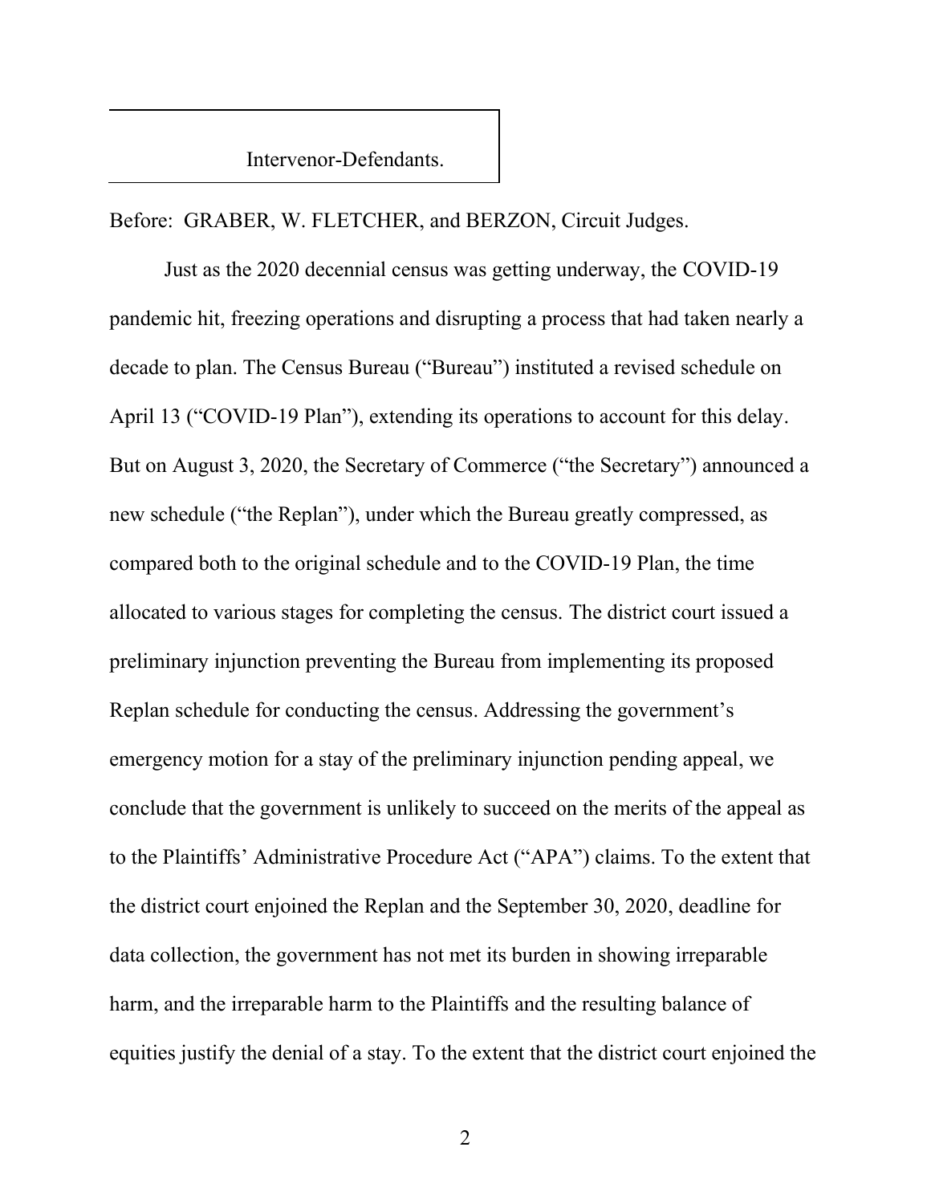Intervenor-Defendants.

Before: GRABER, W. FLETCHER, and BERZON, Circuit Judges.

Just as the 2020 decennial census was getting underway, the COVID-19 pandemic hit, freezing operations and disrupting a process that had taken nearly a decade to plan. The Census Bureau ("Bureau") instituted a revised schedule on April 13 ("COVID-19 Plan"), extending its operations to account for this delay. But on August 3, 2020, the Secretary of Commerce ("the Secretary") announced a new schedule ("the Replan"), under which the Bureau greatly compressed, as compared both to the original schedule and to the COVID-19 Plan, the time allocated to various stages for completing the census. The district court issued a preliminary injunction preventing the Bureau from implementing its proposed Replan schedule for conducting the census. Addressing the government's emergency motion for a stay of the preliminary injunction pending appeal, we conclude that the government is unlikely to succeed on the merits of the appeal as to the Plaintiffs' Administrative Procedure Act ("APA") claims. To the extent that the district court enjoined the Replan and the September 30, 2020, deadline for data collection, the government has not met its burden in showing irreparable harm, and the irreparable harm to the Plaintiffs and the resulting balance of equities justify the denial of a stay. To the extent that the district court enjoined the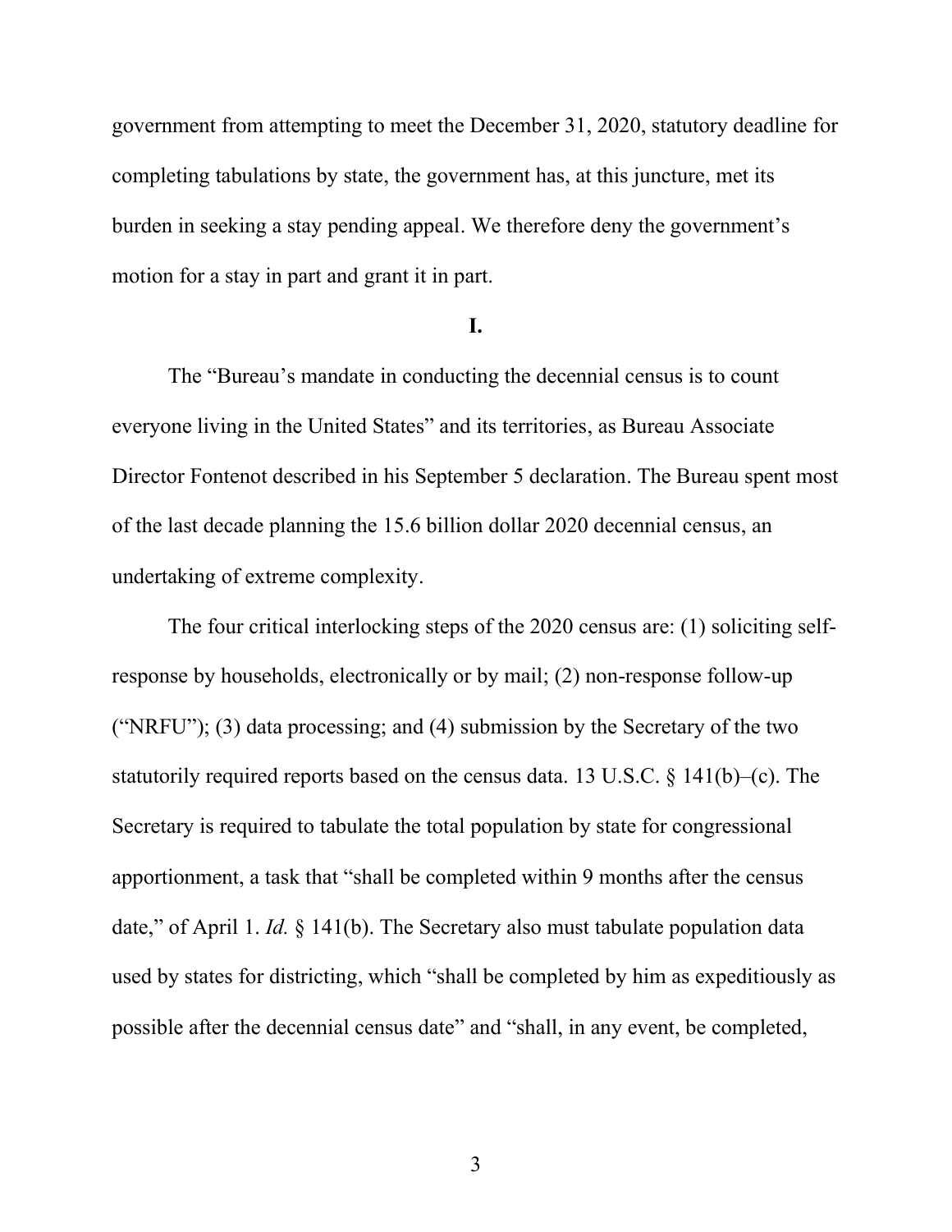government from attempting to meet the December 31, 2020, statutory deadline for completing tabulations by state, the government has, at this juncture, met its burden in seeking a stay pending appeal. We therefore deny the government's motion for a stay in part and grant it in part.

## I.

The "Bureau's mandate in conducting the decennial census is to count everyone living in the United States" and its territories, as Bureau Associate Director Fontenot described in his September 5 declaration. The Bureau spent most of the last decade planning the 15.6 billion dollar 2020 decennial census, an undertaking of extreme complexity.

The four critical interlocking steps of the 2020 census are: (1) soliciting self-response by households, electronically or by mail; (2) non-response follow-up ("NRFU"); (3) data processing; and (4) submission by the Secretary of the two statutorily required reports based on the census data. 13 U.S.C. § 141(b)–(c). The Secretary is required to tabulate the total population by state for congressional apportionment, a task that "shall be completed within 9 months after the census date," of April 1. *Id.* § 141(b). The Secretary also must tabulate population data used by states for districting, which "shall be completed by him as expeditiously as possible after the decennial census date" and "shall, in any event, be completed,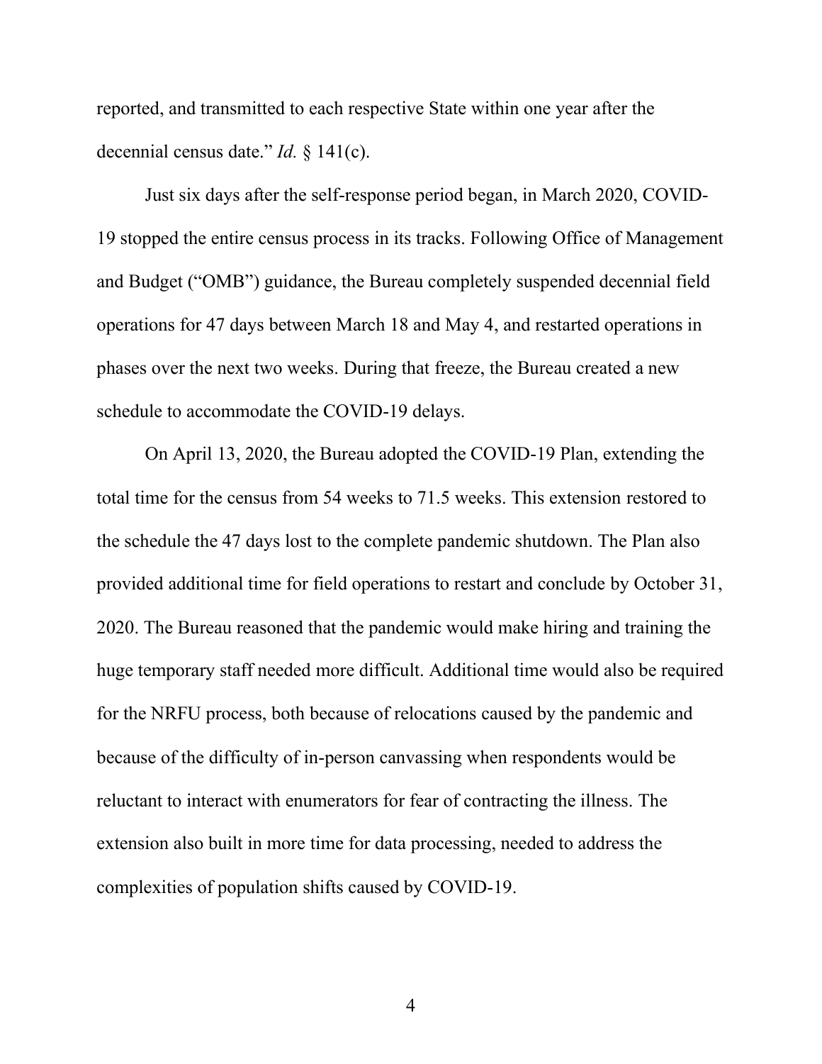reported, and transmitted to each respective State within one year after the decennial census date." *Id.* § 141(c).

Just six days after the self-response period began, in March 2020, COVID-19 stopped the entire census process in its tracks. Following Office of Management and Budget ("OMB") guidance, the Bureau completely suspended decennial field operations for 47 days between March 18 and May 4, and restarted operations in phases over the next two weeks. During that freeze, the Bureau created a new schedule to accommodate the COVID-19 delays.

On April 13, 2020, the Bureau adopted the COVID-19 Plan, extending the total time for the census from 54 weeks to 71.5 weeks. This extension restored to the schedule the 47 days lost to the complete pandemic shutdown. The Plan also provided additional time for field operations to restart and conclude by October 31, 2020. The Bureau reasoned that the pandemic would make hiring and training the huge temporary staff needed more difficult. Additional time would also be required for the NRFU process, both because of relocations caused by the pandemic and because of the difficulty of in-person canvassing when respondents would be reluctant to interact with enumerators for fear of contracting the illness. The extension also built in more time for data processing, needed to address the complexities of population shifts caused by COVID-19.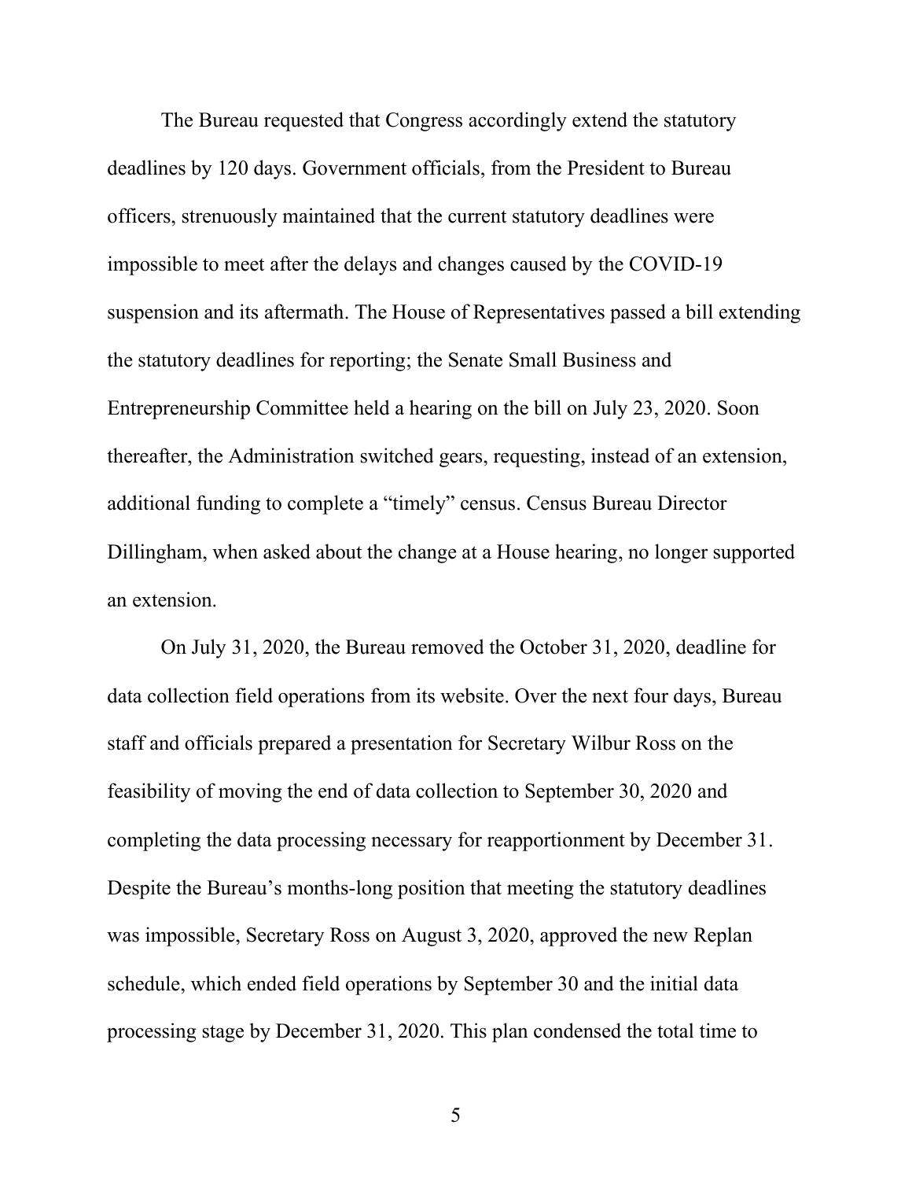The Bureau requested that Congress accordingly extend the statutory deadlines by 120 days. Government officials, from the President to Bureau officers, strenuously maintained that the current statutory deadlines were impossible to meet after the delays and changes caused by the COVID-19 suspension and its aftermath. The House of Representatives passed a bill extending the statutory deadlines for reporting; the Senate Small Business and Entrepreneurship Committee held a hearing on the bill on July 23, 2020. Soon thereafter, the Administration switched gears, requesting, instead of an extension, additional funding to complete a "timely" census. Census Bureau Director Dillingham, when asked about the change at a House hearing, no longer supported an extension.

On July 31, 2020, the Bureau removed the October 31, 2020, deadline for data collection field operations from its website. Over the next four days, Bureau staff and officials prepared a presentation for Secretary Wilbur Ross on the feasibility of moving the end of data collection to September 30, 2020 and completing the data processing necessary for reapportionment by December 31. Despite the Bureau's months-long position that meeting the statutory deadlines was impossible, Secretary Ross on August 3, 2020, approved the new Replan schedule, which ended field operations by September 30 and the initial data processing stage by December 31, 2020. This plan condensed the total time to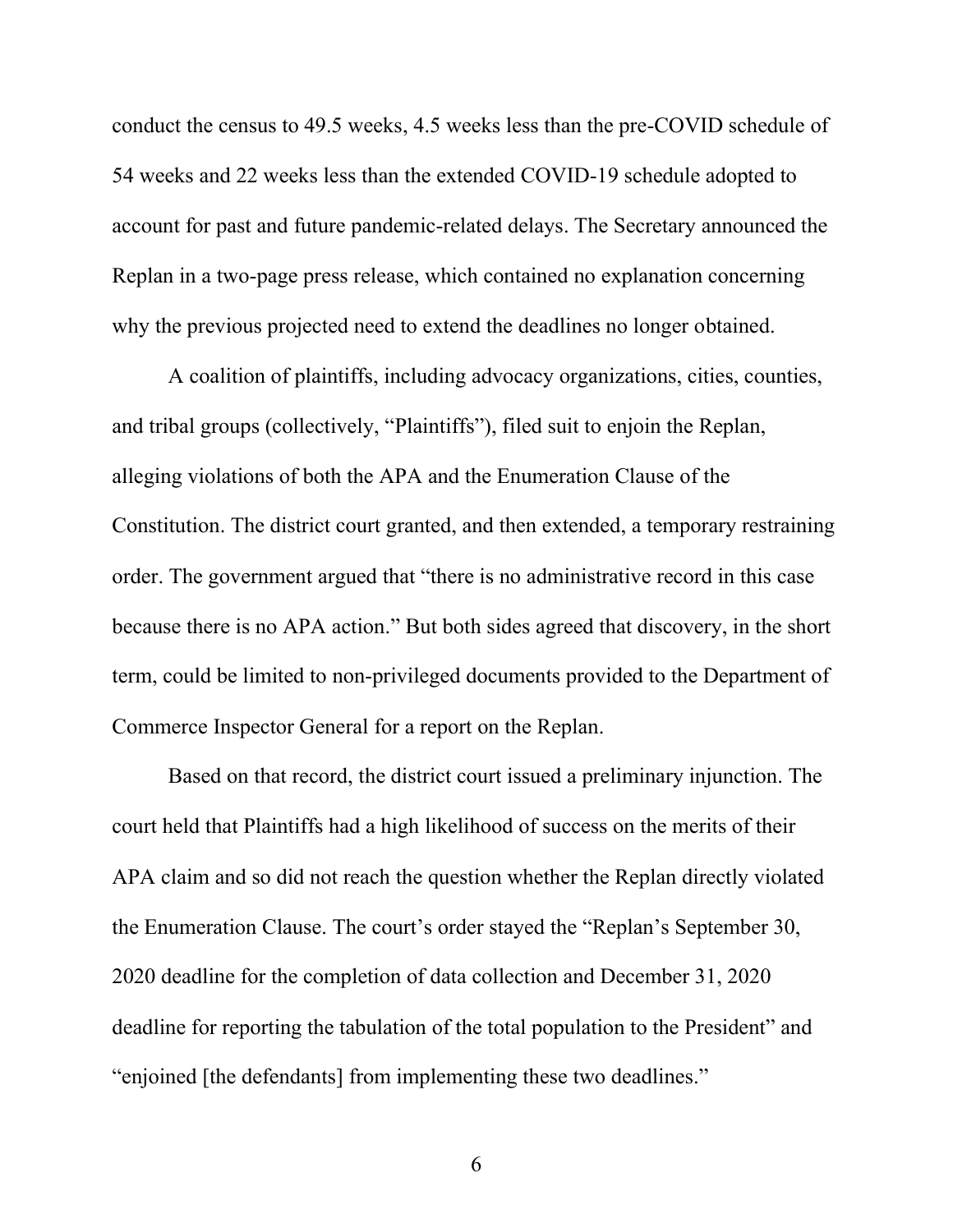conduct the census to 49.5 weeks, 4.5 weeks less than the pre-COVID schedule of 54 weeks and 22 weeks less than the extended COVID-19 schedule adopted to account for past and future pandemic-related delays. The Secretary announced the Replan in a two-page press release, which contained no explanation concerning why the previous projected need to extend the deadlines no longer obtained.

A coalition of plaintiffs, including advocacy organizations, cities, counties, and tribal groups (collectively, "Plaintiffs"), filed suit to enjoin the Replan, alleging violations of both the APA and the Enumeration Clause of the Constitution. The district court granted, and then extended, a temporary restraining order. The government argued that "there is no administrative record in this case because there is no APA action." But both sides agreed that discovery, in the short term, could be limited to non-privileged documents provided to the Department of Commerce Inspector General for a report on the Replan.

Based on that record, the district court issued a preliminary injunction. The court held that Plaintiffs had a high likelihood of success on the merits of their APA claim and so did not reach the question whether the Replan directly violated the Enumeration Clause. The court's order stayed the "Replan's September 30, 2020 deadline for the completion of data collection and December 31, 2020 deadline for reporting the tabulation of the total population to the President" and "enjoined [the defendants] from implementing these two deadlines."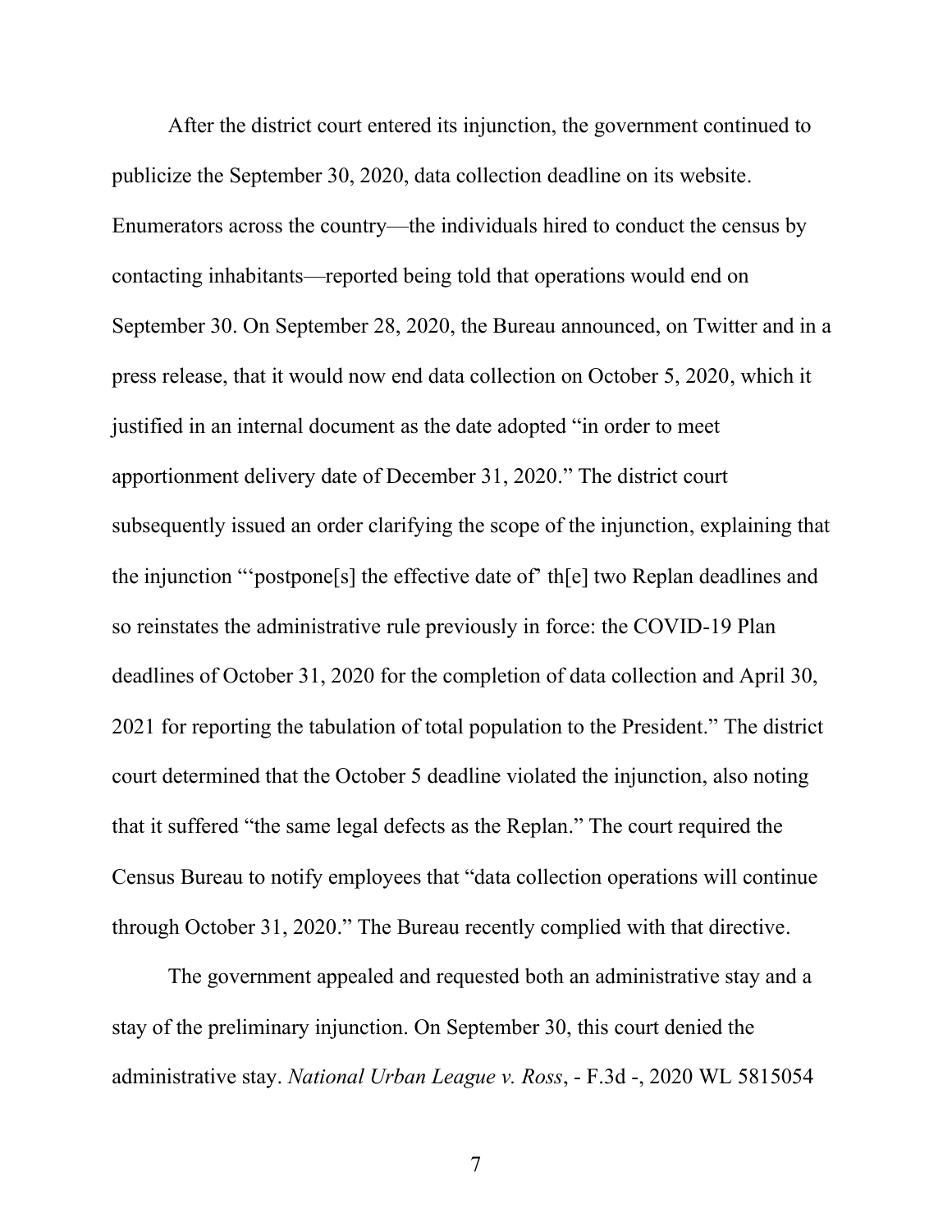After the district court entered its injunction, the government continued to publicize the September 30, 2020, data collection deadline on its website. Enumerators across the country—the individuals hired to conduct the census by contacting inhabitants—reported being told that operations would end on September 30. On September 28, 2020, the Bureau announced, on Twitter and in a press release, that it would now end data collection on October 5, 2020, which it justified in an internal document as the date adopted "in order to meet apportionment delivery date of December 31, 2020." The district court subsequently issued an order clarifying the scope of the injunction, explaining that the injunction "'postpone[s] the effective date of' th[e] two Replan deadlines and so reinstates the administrative rule previously in force: the COVID-19 Plan deadlines of October 31, 2020 for the completion of data collection and April 30, 2021 for reporting the tabulation of total population to the President." The district court determined that the October 5 deadline violated the injunction, also noting that it suffered "the same legal defects as the Replan." The court required the Census Bureau to notify employees that "data collection operations will continue through October 31, 2020." The Bureau recently complied with that directive.

The government appealed and requested both an administrative stay and a stay of the preliminary injunction. On September 30, this court denied the administrative stay. *National Urban League v. Ross*, - F.3d -, 2020 WL 5815054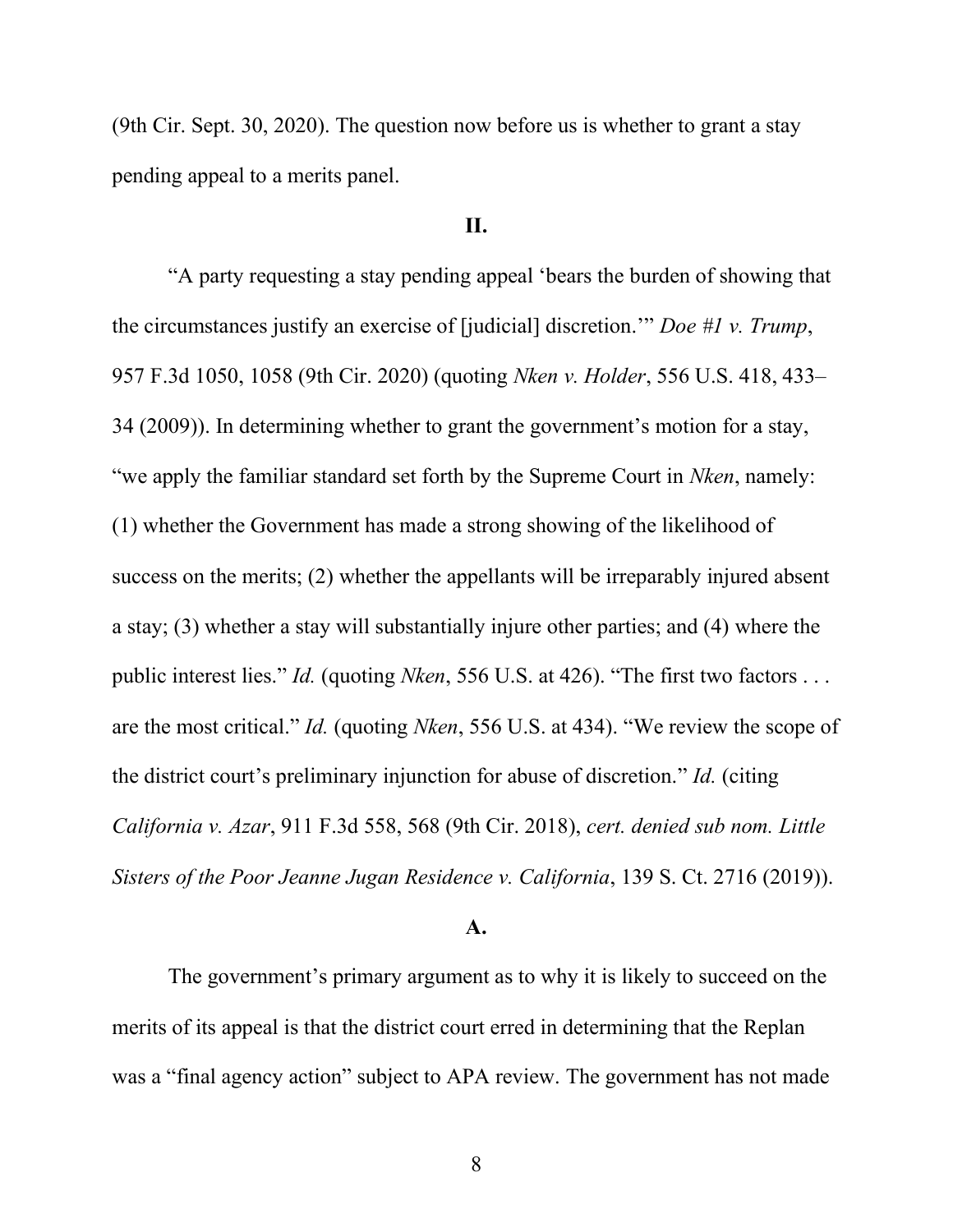(9th Cir. Sept. 30, 2020). The question now before us is whether to grant a stay pending appeal to a merits panel.

## II.

"A party requesting a stay pending appeal 'bears the burden of showing that the circumstances justify an exercise of [judicial] discretion.'" *Doe #1 v. Trump*, 957 F.3d 1050, 1058 (9th Cir. 2020) (quoting *Nken v. Holder*, 556 U.S. 418, 433–34 (2009)). In determining whether to grant the government's motion for a stay, "we apply the familiar standard set forth by the Supreme Court in *Nken*, namely: (1) whether the Government has made a strong showing of the likelihood of success on the merits; (2) whether the appellants will be irreparably injured absent a stay; (3) whether a stay will substantially injure other parties; and (4) where the public interest lies." *Id.* (quoting *Nken*, 556 U.S. at 426). "The first two factors . . . are the most critical." *Id.* (quoting *Nken*, 556 U.S. at 434). "We review the scope of the district court's preliminary injunction for abuse of discretion." *Id.* (citing *California v. Azar*, 911 F.3d 558, 568 (9th Cir. 2018), *cert. denied sub nom. Little Sisters of the Poor Jeanne Jugan Residence v. California*, 139 S. Ct. 2716 (2019)).

### A.

The government's primary argument as to why it is likely to succeed on the merits of its appeal is that the district court erred in determining that the Replan was a "final agency action" subject to APA review. The government has not made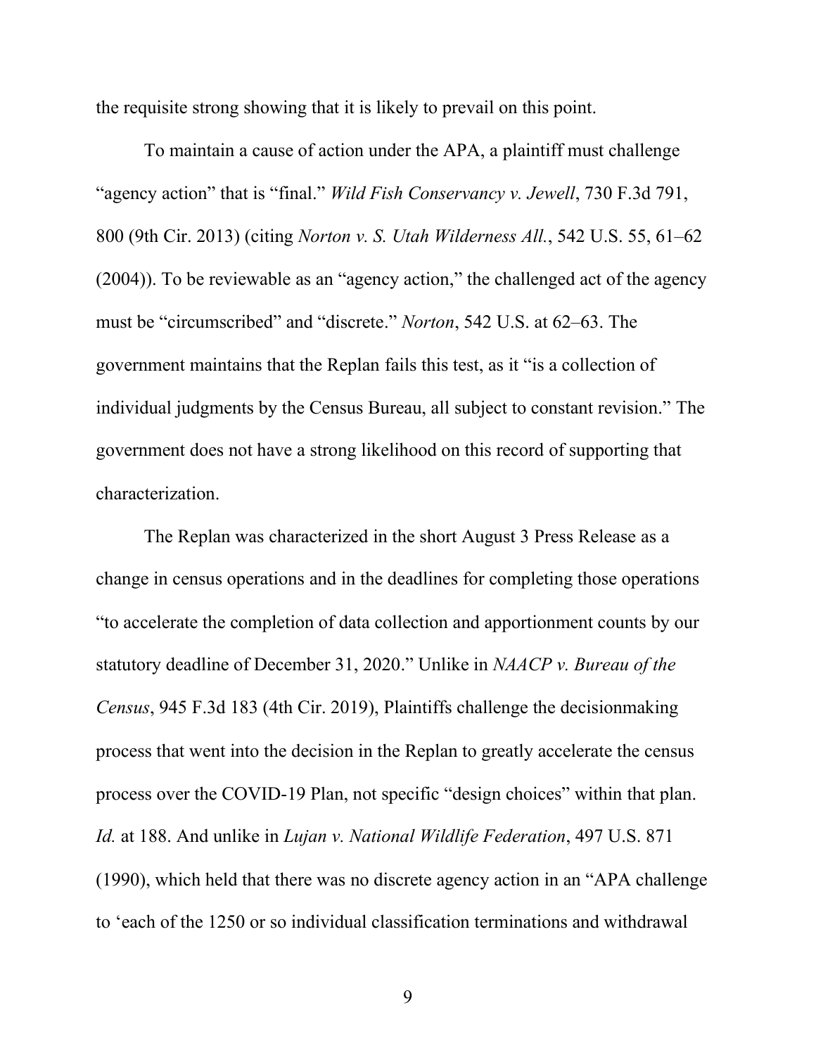the requisite strong showing that it is likely to prevail on this point.

To maintain a cause of action under the APA, a plaintiff must challenge "agency action" that is "final." *Wild Fish Conservancy v. Jewell*, 730 F.3d 791, 800 (9th Cir. 2013) (citing *Norton v. S. Utah Wilderness All.*, 542 U.S. 55, 61–62 (2004)). To be reviewable as an "agency action," the challenged act of the agency must be "circumscribed" and "discrete." *Norton*, 542 U.S. at 62–63. The government maintains that the Replan fails this test, as it "is a collection of individual judgments by the Census Bureau, all subject to constant revision." The government does not have a strong likelihood on this record of supporting that characterization.

The Replan was characterized in the short August 3 Press Release as a change in census operations and in the deadlines for completing those operations "to accelerate the completion of data collection and apportionment counts by our statutory deadline of December 31, 2020." Unlike in *NAACP v. Bureau of the Census*, 945 F.3d 183 (4th Cir. 2019), Plaintiffs challenge the decisionmaking process that went into the decision in the Replan to greatly accelerate the census process over the COVID-19 Plan, not specific "design choices" within that plan. *Id.* at 188. And unlike in *Lujan v. National Wildlife Federation*, 497 U.S. 871 (1990), which held that there was no discrete agency action in an "APA challenge to 'each of the 1250 or so individual classification terminations and withdrawal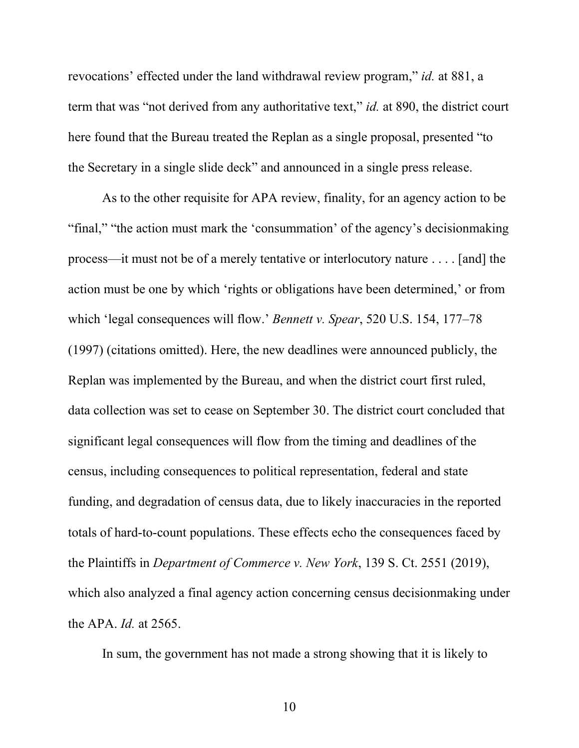revocations' effected under the land withdrawal review program," *id.* at 881, a term that was "not derived from any authoritative text," *id.* at 890, the district court here found that the Bureau treated the Replan as a single proposal, presented "to the Secretary in a single slide deck" and announced in a single press release.

As to the other requisite for APA review, finality, for an agency action to be "final," "the action must mark the 'consummation' of the agency's decisionmaking process—it must not be of a merely tentative or interlocutory nature . . . . [and] the action must be one by which 'rights or obligations have been determined,' or from which 'legal consequences will flow.' *Bennett v. Spear*, 520 U.S. 154, 177–78 (1997) (citations omitted). Here, the new deadlines were announced publicly, the Replan was implemented by the Bureau, and when the district court first ruled, data collection was set to cease on September 30. The district court concluded that significant legal consequences will flow from the timing and deadlines of the census, including consequences to political representation, federal and state funding, and degradation of census data, due to likely inaccuracies in the reported totals of hard-to-count populations. These effects echo the consequences faced by the Plaintiffs in *Department of Commerce v. New York*, 139 S. Ct. 2551 (2019), which also analyzed a final agency action concerning census decisionmaking under the APA. *Id.* at 2565.

In sum, the government has not made a strong showing that it is likely to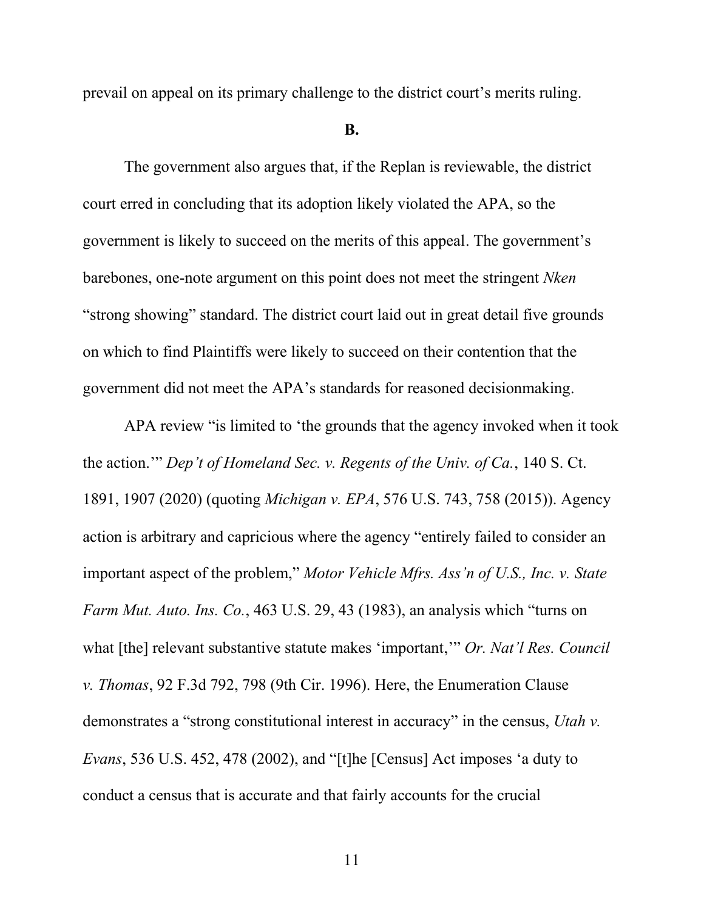prevail on appeal on its primary challenge to the district court's merits ruling.

### B.

The government also argues that, if the Replan is reviewable, the district court erred in concluding that its adoption likely violated the APA, so the government is likely to succeed on the merits of this appeal. The government's barebones, one-note argument on this point does not meet the stringent *Nken* "strong showing" standard. The district court laid out in great detail five grounds on which to find Plaintiffs were likely to succeed on their contention that the government did not meet the APA's standards for reasoned decisionmaking.

APA review "is limited to 'the grounds that the agency invoked when it took the action.'" *Dep't of Homeland Sec. v. Regents of the Univ. of Ca.*, 140 S. Ct. 1891, 1907 (2020) (quoting *Michigan v. EPA*, 576 U.S. 743, 758 (2015)). Agency action is arbitrary and capricious where the agency "entirely failed to consider an important aspect of the problem," *Motor Vehicle Mfrs. Ass'n of U.S., Inc. v. State Farm Mut. Auto. Ins. Co.*, 463 U.S. 29, 43 (1983), an analysis which "turns on what [the] relevant substantive statute makes 'important,'" *Or. Nat'l Res. Council v. Thomas*, 92 F.3d 792, 798 (9th Cir. 1996). Here, the Enumeration Clause demonstrates a "strong constitutional interest in accuracy" in the census, *Utah v. Evans*, 536 U.S. 452, 478 (2002), and "[t]he [Census] Act imposes 'a duty to conduct a census that is accurate and that fairly accounts for the crucial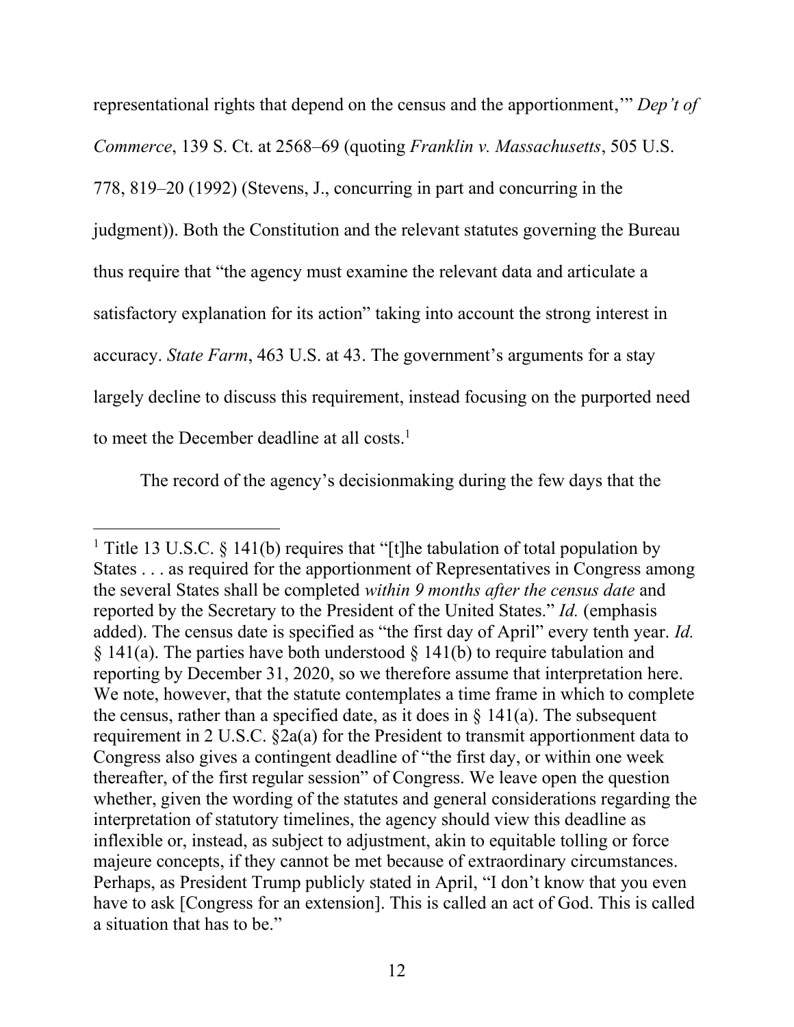representational rights that depend on the census and the apportionment,'" *Dep't of Commerce*, 139 S. Ct. at 2568–69 (quoting *Franklin v. Massachusetts*, 505 U.S. 778, 819–20 (1992) (Stevens, J., concurring in part and concurring in the judgment)). Both the Constitution and the relevant statutes governing the Bureau thus require that "the agency must examine the relevant data and articulate a satisfactory explanation for its action" taking into account the strong interest in accuracy. *State Farm*, 463 U.S. at 43. The government's arguments for a stay largely decline to discuss this requirement, instead focusing on the purported need to meet the December deadline at all costs.[1]

The record of the agency's decisionmaking during the few days that the

---

[1] Title 13 U.S.C. § 141(b) requires that "[t]he tabulation of total population by States . . . as required for the apportionment of Representatives in Congress among the several States shall be completed *within 9 months after the census date* and reported by the Secretary to the President of the United States." *Id.* (emphasis added). The census date is specified as "the first day of April" every tenth year. *Id.* § 141(a). The parties have both understood § 141(b) to require tabulation and reporting by December 31, 2020, so we therefore assume that interpretation here. We note, however, that the statute contemplates a time frame in which to complete the census, rather than a specified date, as it does in § 141(a). The subsequent requirement in 2 U.S.C. §2a(a) for the President to transmit apportionment data to Congress also gives a contingent deadline of "the first day, or within one week thereafter, of the first regular session" of Congress. We leave open the question whether, given the wording of the statutes and general considerations regarding the interpretation of statutory timelines, the agency should view this deadline as inflexible or, instead, as subject to adjustment, akin to equitable tolling or force majeure concepts, if they cannot be met because of extraordinary circumstances. Perhaps, as President Trump publicly stated in April, "I don't know that you even have to ask [Congress for an extension]. This is called an act of God. This is called a situation that has to be."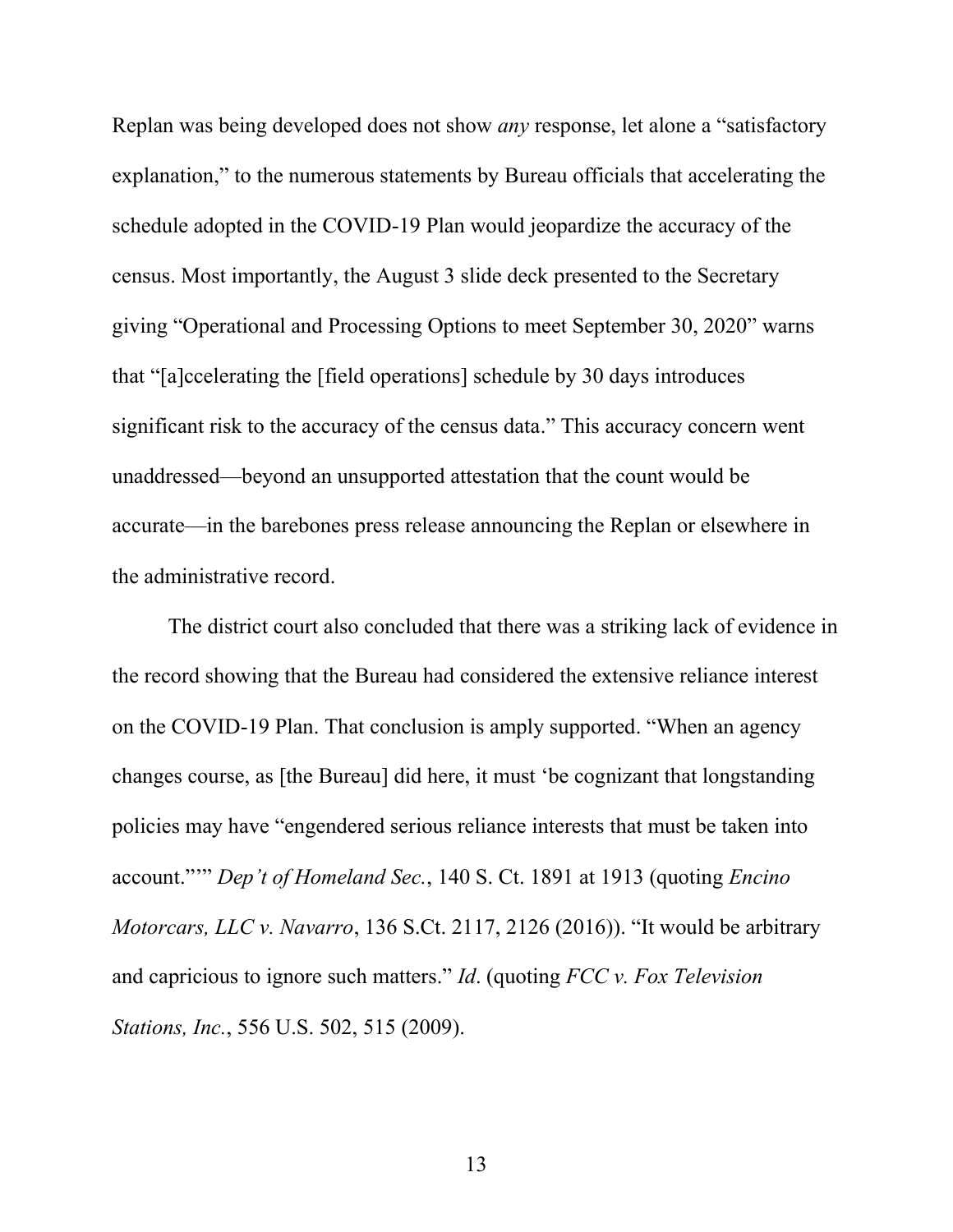Replan was being developed does not show *any* response, let alone a "satisfactory explanation," to the numerous statements by Bureau officials that accelerating the schedule adopted in the COVID-19 Plan would jeopardize the accuracy of the census. Most importantly, the August 3 slide deck presented to the Secretary giving "Operational and Processing Options to meet September 30, 2020" warns that "[a]ccelerating the [field operations] schedule by 30 days introduces significant risk to the accuracy of the census data." This accuracy concern went unaddressed—beyond an unsupported attestation that the count would be accurate—in the barebones press release announcing the Replan or elsewhere in the administrative record.

The district court also concluded that there was a striking lack of evidence in the record showing that the Bureau had considered the extensive reliance interest on the COVID-19 Plan. That conclusion is amply supported. "When an agency changes course, as [the Bureau] did here, it must 'be cognizant that longstanding policies may have "engendered serious reliance interests that must be taken into account."'" *Dep't of Homeland Sec.*, 140 S. Ct. 1891 at 1913 (quoting *Encino Motorcars, LLC v. Navarro*, 136 S.Ct. 2117, 2126 (2016)). "It would be arbitrary and capricious to ignore such matters." *Id*. (quoting *FCC v. Fox Television Stations, Inc.*, 556 U.S. 502, 515 (2009).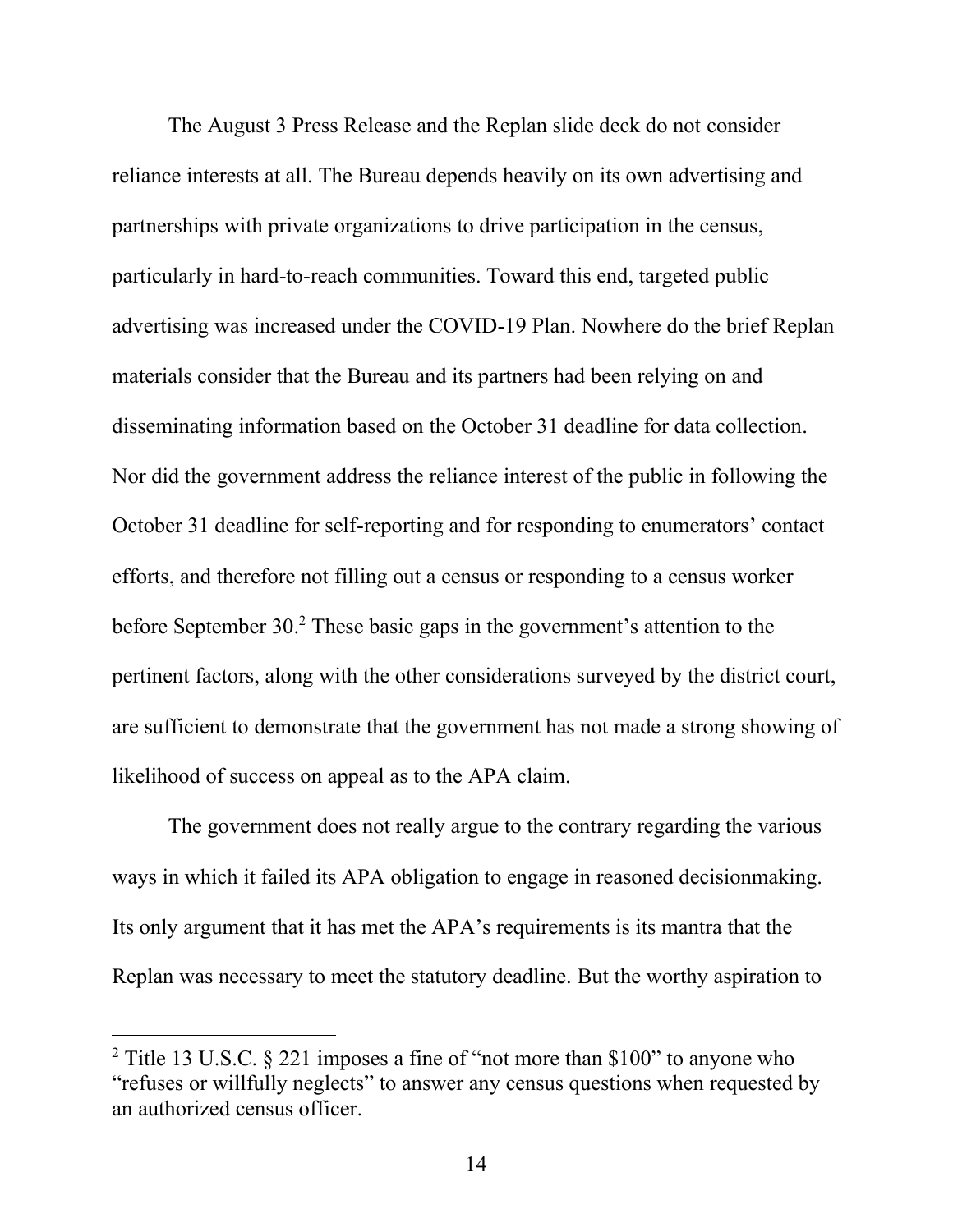The August 3 Press Release and the Replan slide deck do not consider reliance interests at all. The Bureau depends heavily on its own advertising and partnerships with private organizations to drive participation in the census, particularly in hard-to-reach communities. Toward this end, targeted public advertising was increased under the COVID-19 Plan. Nowhere do the brief Replan materials consider that the Bureau and its partners had been relying on and disseminating information based on the October 31 deadline for data collection. Nor did the government address the reliance interest of the public in following the October 31 deadline for self-reporting and for responding to enumerators' contact efforts, and therefore not filling out a census or responding to a census worker before September 30.[2] These basic gaps in the government's attention to the pertinent factors, along with the other considerations surveyed by the district court, are sufficient to demonstrate that the government has not made a strong showing of likelihood of success on appeal as to the APA claim.

The government does not really argue to the contrary regarding the various ways in which it failed its APA obligation to engage in reasoned decisionmaking. Its only argument that it has met the APA's requirements is its mantra that the Replan was necessary to meet the statutory deadline. But the worthy aspiration to

---

[2] Title 13 U.S.C. § 221 imposes a fine of "not more than $100" to anyone who "refuses or willfully neglects" to answer any census questions when requested by an authorized census officer.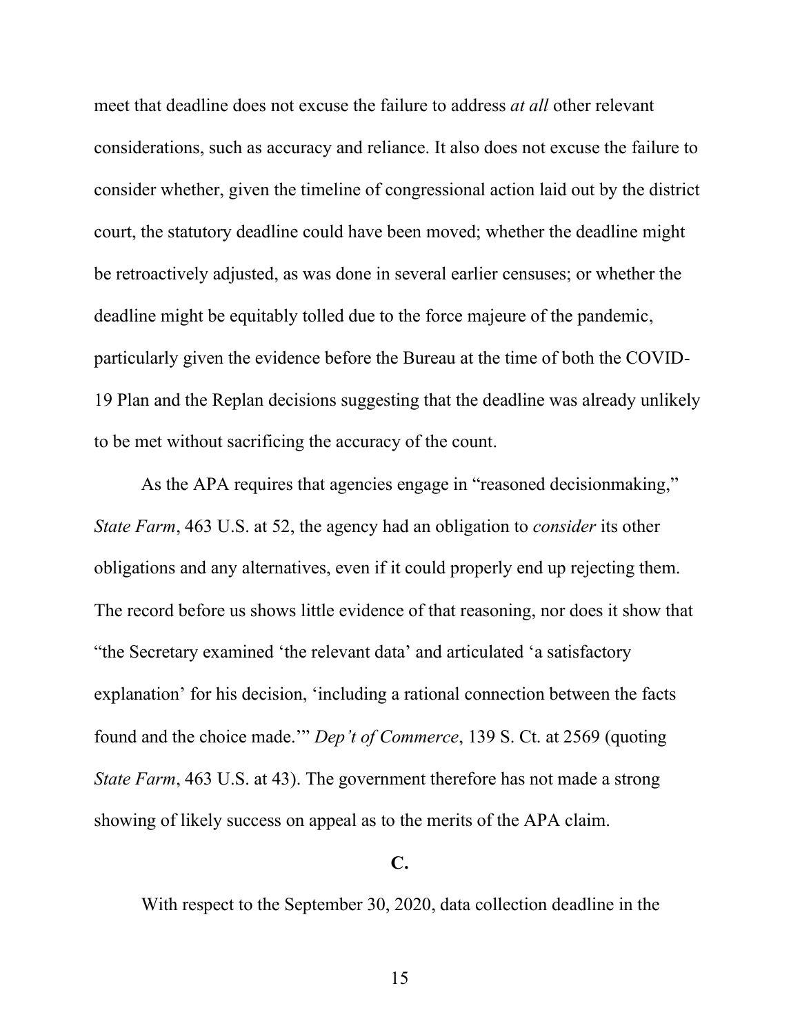meet that deadline does not excuse the failure to address *at all* other relevant considerations, such as accuracy and reliance. It also does not excuse the failure to consider whether, given the timeline of congressional action laid out by the district court, the statutory deadline could have been moved; whether the deadline might be retroactively adjusted, as was done in several earlier censuses; or whether the deadline might be equitably tolled due to the force majeure of the pandemic, particularly given the evidence before the Bureau at the time of both the COVID-19 Plan and the Replan decisions suggesting that the deadline was already unlikely to be met without sacrificing the accuracy of the count.

As the APA requires that agencies engage in "reasoned decisionmaking," *State Farm*, 463 U.S. at 52, the agency had an obligation to *consider* its other obligations and any alternatives, even if it could properly end up rejecting them. The record before us shows little evidence of that reasoning, nor does it show that "the Secretary examined 'the relevant data' and articulated 'a satisfactory explanation' for his decision, 'including a rational connection between the facts found and the choice made.'" *Dep't of Commerce*, 139 S. Ct. at 2569 (quoting *State Farm*, 463 U.S. at 43). The government therefore has not made a strong showing of likely success on appeal as to the merits of the APA claim.

### C.

With respect to the September 30, 2020, data collection deadline in the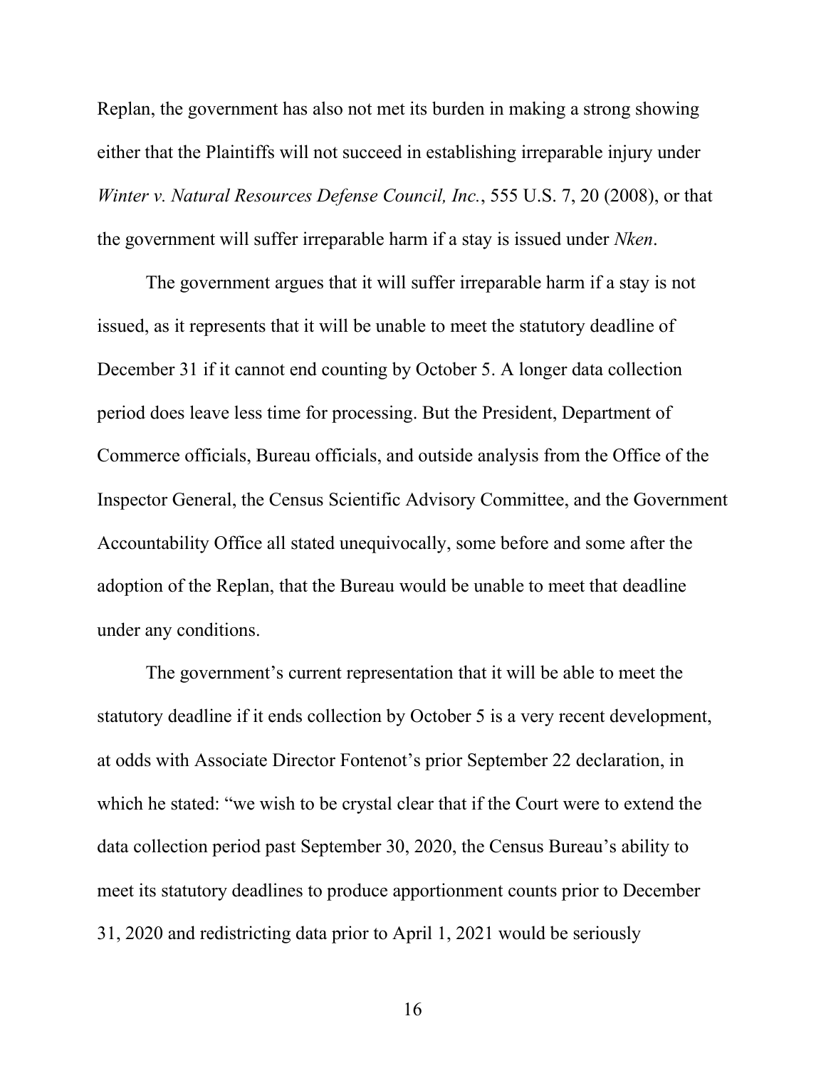Replan, the government has also not met its burden in making a strong showing either that the Plaintiffs will not succeed in establishing irreparable injury under *Winter v. Natural Resources Defense Council, Inc.*, 555 U.S. 7, 20 (2008), or that the government will suffer irreparable harm if a stay is issued under *Nken*.

The government argues that it will suffer irreparable harm if a stay is not issued, as it represents that it will be unable to meet the statutory deadline of December 31 if it cannot end counting by October 5. A longer data collection period does leave less time for processing. But the President, Department of Commerce officials, Bureau officials, and outside analysis from the Office of the Inspector General, the Census Scientific Advisory Committee, and the Government Accountability Office all stated unequivocally, some before and some after the adoption of the Replan, that the Bureau would be unable to meet that deadline under any conditions.

The government's current representation that it will be able to meet the statutory deadline if it ends collection by October 5 is a very recent development, at odds with Associate Director Fontenot's prior September 22 declaration, in which he stated: "we wish to be crystal clear that if the Court were to extend the data collection period past September 30, 2020, the Census Bureau's ability to meet its statutory deadlines to produce apportionment counts prior to December 31, 2020 and redistricting data prior to April 1, 2021 would be seriously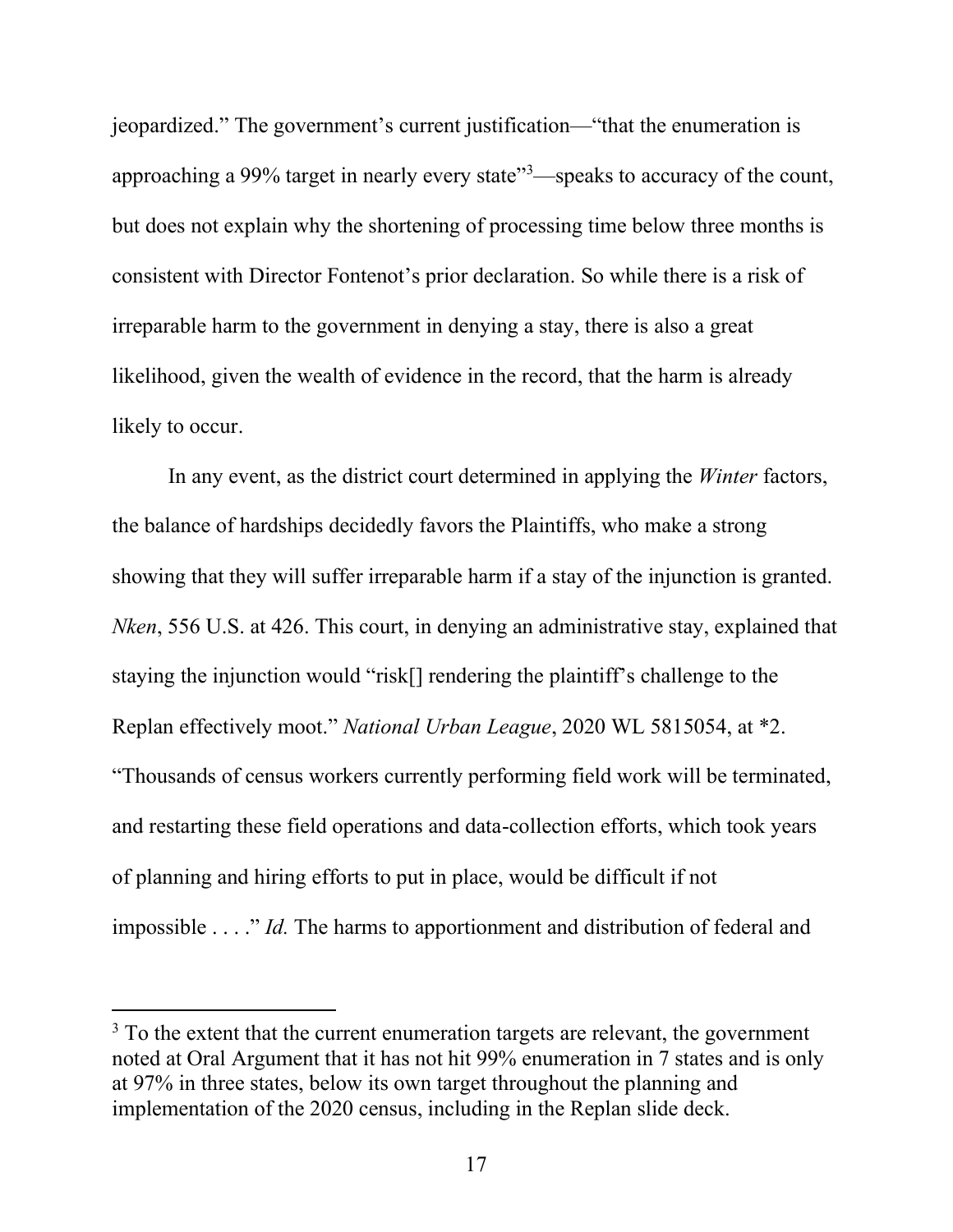jeopardized." The government's current justification—"that the enumeration is approaching a 99% target in nearly every state"[3]—speaks to accuracy of the count, but does not explain why the shortening of processing time below three months is consistent with Director Fontenot's prior declaration. So while there is a risk of irreparable harm to the government in denying a stay, there is also a great likelihood, given the wealth of evidence in the record, that the harm is already likely to occur.

In any event, as the district court determined in applying the *Winter* factors, the balance of hardships decidedly favors the Plaintiffs, who make a strong showing that they will suffer irreparable harm if a stay of the injunction is granted. *Nken*, 556 U.S. at 426. This court, in denying an administrative stay, explained that staying the injunction would "risk[] rendering the plaintiff's challenge to the Replan effectively moot." *National Urban League*, 2020 WL 5815054, at *2. "Thousands of census workers currently performing field work will be terminated, and restarting these field operations and data-collection efforts, which took years of planning and hiring efforts to put in place, would be difficult if not impossible . . . ." *Id.* The harms to apportionment and distribution of federal and

[3] To the extent that the current enumeration targets are relevant, the government noted at Oral Argument that it has not hit 99% enumeration in 7 states and is only at 97% in three states, below its own target throughout the planning and implementation of the 2020 census, including in the Replan slide deck.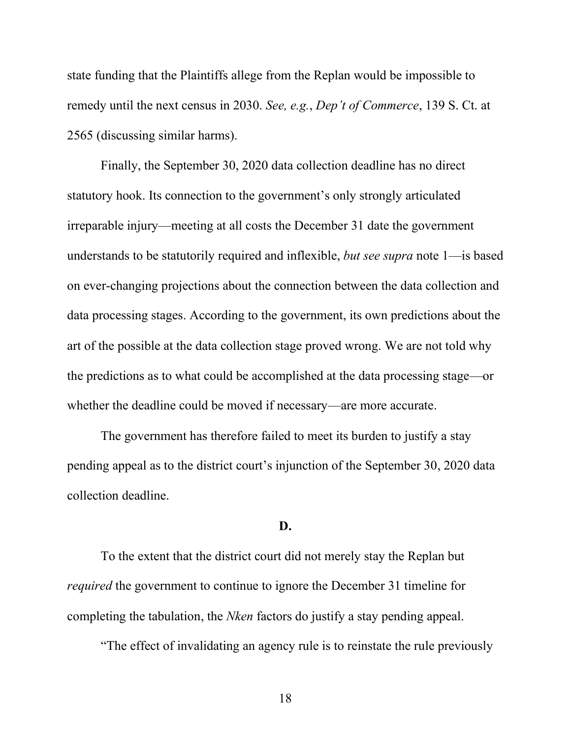state funding that the Plaintiffs allege from the Replan would be impossible to remedy until the next census in 2030. *See, e.g.*, *Dep't of Commerce*, 139 S. Ct. at 2565 (discussing similar harms).

Finally, the September 30, 2020 data collection deadline has no direct statutory hook. Its connection to the government's only strongly articulated irreparable injury—meeting at all costs the December 31 date the government understands to be statutorily required and inflexible, *but see supra* note 1—is based on ever-changing projections about the connection between the data collection and data processing stages. According to the government, its own predictions about the art of the possible at the data collection stage proved wrong. We are not told why the predictions as to what could be accomplished at the data processing stage—or whether the deadline could be moved if necessary—are more accurate.

The government has therefore failed to meet its burden to justify a stay pending appeal as to the district court's injunction of the September 30, 2020 data collection deadline.

**D.**

To the extent that the district court did not merely stay the Replan but *required* the government to continue to ignore the December 31 timeline for completing the tabulation, the *Nken* factors do justify a stay pending appeal.

"The effect of invalidating an agency rule is to reinstate the rule previously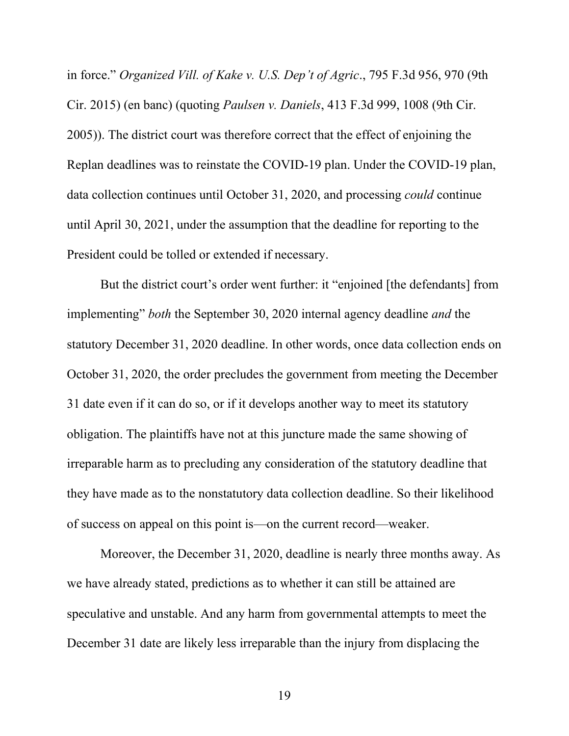in force." *Organized Vill. of Kake v. U.S. Dep't of Agric*., 795 F.3d 956, 970 (9th Cir. 2015) (en banc) (quoting *Paulsen v. Daniels*, 413 F.3d 999, 1008 (9th Cir. 2005)). The district court was therefore correct that the effect of enjoining the Replan deadlines was to reinstate the COVID-19 plan. Under the COVID-19 plan, data collection continues until October 31, 2020, and processing *could* continue until April 30, 2021, under the assumption that the deadline for reporting to the President could be tolled or extended if necessary.

But the district court's order went further: it "enjoined [the defendants] from implementing" *both* the September 30, 2020 internal agency deadline *and* the statutory December 31, 2020 deadline. In other words, once data collection ends on October 31, 2020, the order precludes the government from meeting the December 31 date even if it can do so, or if it develops another way to meet its statutory obligation. The plaintiffs have not at this juncture made the same showing of irreparable harm as to precluding any consideration of the statutory deadline that they have made as to the nonstatutory data collection deadline. So their likelihood of success on appeal on this point is—on the current record—weaker.

Moreover, the December 31, 2020, deadline is nearly three months away. As we have already stated, predictions as to whether it can still be attained are speculative and unstable. And any harm from governmental attempts to meet the December 31 date are likely less irreparable than the injury from displacing the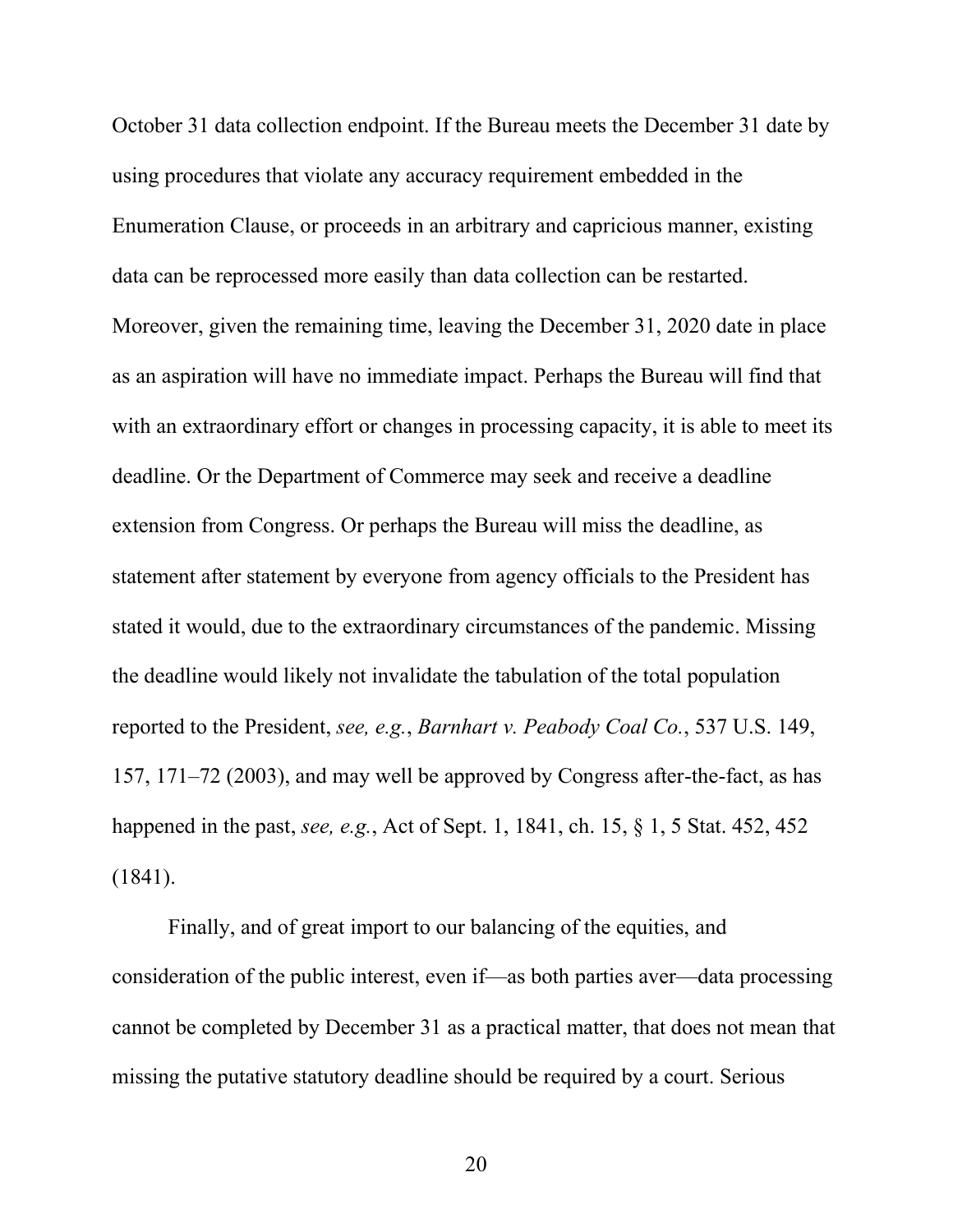October 31 data collection endpoint. If the Bureau meets the December 31 date by using procedures that violate any accuracy requirement embedded in the Enumeration Clause, or proceeds in an arbitrary and capricious manner, existing data can be reprocessed more easily than data collection can be restarted. Moreover, given the remaining time, leaving the December 31, 2020 date in place as an aspiration will have no immediate impact. Perhaps the Bureau will find that with an extraordinary effort or changes in processing capacity, it is able to meet its deadline. Or the Department of Commerce may seek and receive a deadline extension from Congress. Or perhaps the Bureau will miss the deadline, as statement after statement by everyone from agency officials to the President has stated it would, due to the extraordinary circumstances of the pandemic. Missing the deadline would likely not invalidate the tabulation of the total population reported to the President, *see, e.g.*, *Barnhart v. Peabody Coal Co.*, 537 U.S. 149, 157, 171–72 (2003), and may well be approved by Congress after-the-fact, as has happened in the past, *see, e.g.*, Act of Sept. 1, 1841, ch. 15, § 1, 5 Stat. 452, 452 (1841).

Finally, and of great import to our balancing of the equities, and consideration of the public interest, even if—as both parties aver—data processing cannot be completed by December 31 as a practical matter, that does not mean that missing the putative statutory deadline should be required by a court. Serious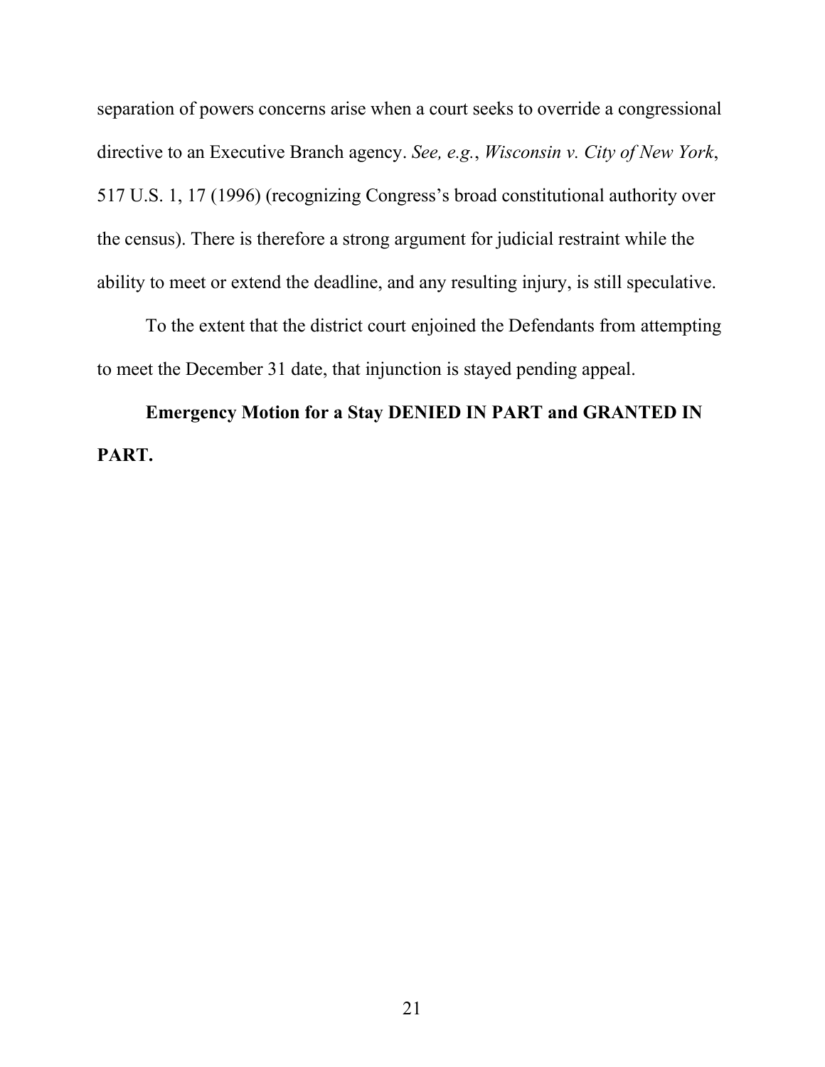separation of powers concerns arise when a court seeks to override a congressional directive to an Executive Branch agency. *See, e.g.*, *Wisconsin v. City of New York*, 517 U.S. 1, 17 (1996) (recognizing Congress's broad constitutional authority over the census). There is therefore a strong argument for judicial restraint while the ability to meet or extend the deadline, and any resulting injury, is still speculative.

To the extent that the district court enjoined the Defendants from attempting to meet the December 31 date, that injunction is stayed pending appeal.

**Emergency Motion for a Stay DENIED IN PART and GRANTED IN PART.**